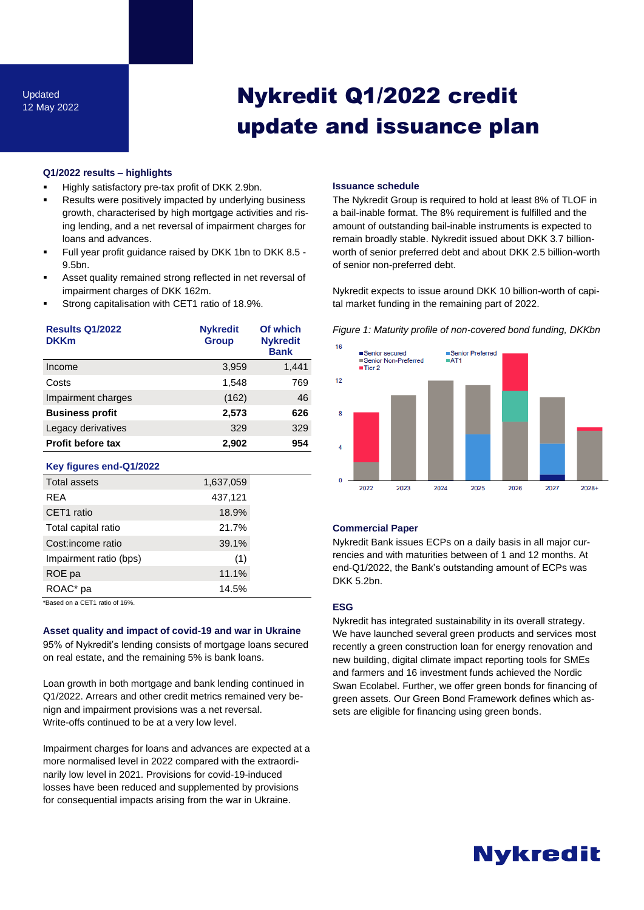Updated
12 May 2022

# Nykredit Q1/2022 credit update and issuance plan

### Q1/2022 results – highlights

- Highly satisfactory pre-tax profit of DKK 2.9bn.
- Results were positively impacted by underlying business growth, characterised by high mortgage activities and rising lending, and a net reversal of impairment charges for loans and advances.
- Full year profit guidance raised by DKK 1bn to DKK 8.5 - 9.5bn.
- Asset quality remained strong reflected in net reversal of impairment charges of DKK 162m.
- Strong capitalisation with CET1 ratio of 18.9%.

| Results Q1/2022 DKKm | Nykredit Group | Of which Nykredit Bank |
|---|---|---|
| Income | 3,959 | 1,441 |
| Costs | 1,548 | 769 |
| Impairment charges | (162) | 46 |
| **Business profit** | **2,573** | **626** |
| Legacy derivatives | 329 | 329 |
| **Profit before tax** | **2,902** | **954** |

| Key figures end-Q1/2022 | |
|---|---|
| Total assets | 1,637,059 |
| REA | 437,121 |
| CET1 ratio | 18.9% |
| Total capital ratio | 21.7% |
| Cost:income ratio | 39.1% |
| Impairment ratio (bps) | (1) |
| ROE pa | 11.1% |
| ROAC* pa | 14.5% |

*Based on a CET1 ratio of 16%.

### Asset quality and impact of covid-19 and war in Ukraine

95% of Nykredit's lending consists of mortgage loans secured on real estate, and the remaining 5% is bank loans.

Loan growth in both mortgage and bank lending continued in Q1/2022. Arrears and other credit metrics remained very benign and impairment provisions was a net reversal. Write-offs continued to be at a very low level.

Impairment charges for loans and advances are expected at a more normalised level in 2022 compared with the extraordinarily low level in 2021. Provisions for covid-19-induced losses have been reduced and supplemented by provisions for consequential impacts arising from the war in Ukraine.

### Issuance schedule

The Nykredit Group is required to hold at least 8% of TLOF in a bail-inable format. The 8% requirement is fulfilled and the amount of outstanding bail-inable instruments is expected to remain broadly stable. Nykredit issued about DKK 3.7 billion-worth of senior preferred debt and about DKK 2.5 billion-worth of senior non-preferred debt.

Nykredit expects to issue around DKK 10 billion-worth of capital market funding in the remaining part of 2022.

*Figure 1: Maturity profile of non-covered bond funding, DKKbn*

### Commercial Paper

Nykredit Bank issues ECPs on a daily basis in all major currencies and with maturities between of 1 and 12 months. At end-Q1/2022, the Bank's outstanding amount of ECPs was DKK 5.2bn.

### ESG

Nykredit has integrated sustainability in its overall strategy. We have launched several green products and services most recently a green construction loan for energy renovation and new building, digital climate impact reporting tools for SMEs and farmers and 16 investment funds achieved the Nordic Swan Ecolabel. Further, we offer green bonds for financing of green assets. Our Green Bond Framework defines which assets are eligible for financing using green bonds.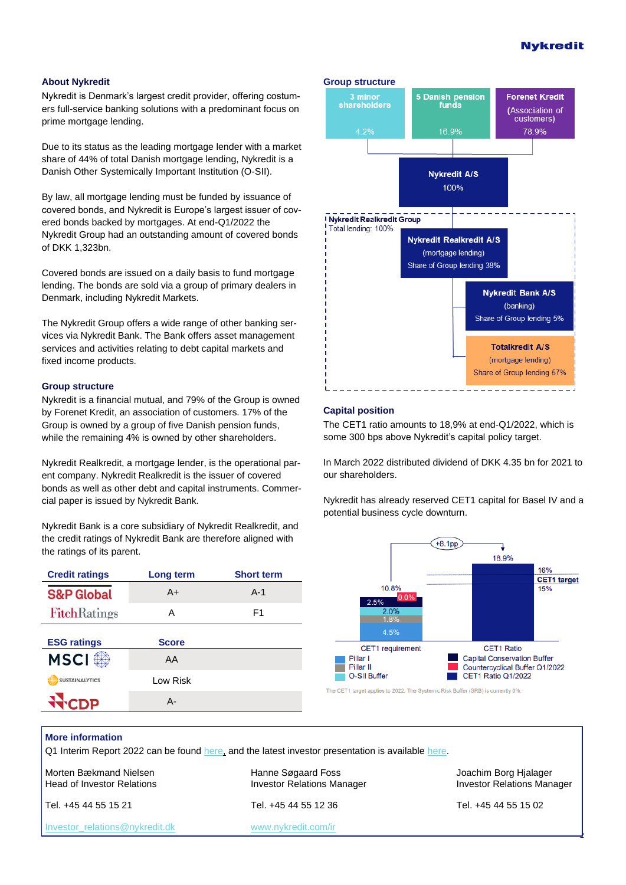## About Nykredit

Nykredit is Denmark's largest credit provider, offering costumers full-service banking solutions with a predominant focus on prime mortgage lending.

Due to its status as the leading mortgage lender with a market share of 44% of total Danish mortgage lending, Nykredit is a Danish Other Systemically Important Institution (O-SII).

By law, all mortgage lending must be funded by issuance of covered bonds, and Nykredit is Europe's largest issuer of covered bonds backed by mortgages. At end-Q1/2022 the Nykredit Group had an outstanding amount of covered bonds of DKK 1,323bn.

Covered bonds are issued on a daily basis to fund mortgage lending. The bonds are sold via a group of primary dealers in Denmark, including Nykredit Markets.

The Nykredit Group offers a wide range of other banking services via Nykredit Bank. The Bank offers asset management services and activities relating to debt capital markets and fixed income products.

## Group structure

Nykredit is a financial mutual, and 79% of the Group is owned by Forenet Kredit, an association of customers. 17% of the Group is owned by a group of five Danish pension funds, while the remaining 4% is owned by other shareholders.

Nykredit Realkredit, a mortgage lender, is the operational parent company. Nykredit Realkredit is the issuer of covered bonds as well as other debt and capital instruments. Commercial paper is issued by Nykredit Bank.

Nykredit Bank is a core subsidiary of Nykredit Realkredit, and the credit ratings of Nykredit Bank are therefore aligned with the ratings of its parent.

| Credit ratings | Long term | Short term |
|---|---|---|
| S&P Global | A+ | A-1 |
| FitchRatings | A | F1 |

| ESG ratings | Score |
|---|---|
| MSCI | AA |
| Sustainalytics | Low Risk |
| CDP | A- |

## Group structure

- 3 minor shareholders: 4.2%
- 5 Danish pension funds: 16.9%
- Forenet Kredit (Association of customers): 78.9%

**Nykredit A/S** 100%

**Nykredit Realkredit Group** – Total lending: 100%

- **Nykredit Realkredit A/S** (mortgage lending) – Share of Group lending 38%
  - **Nykredit Bank A/S** (banking) – Share of Group lending 5%
  - **Totalkredit A/S** (mortgage lending) – Share of Group lending 57%

## Capital position

The CET1 ratio amounts to 18,9% at end-Q1/2022, which is some 300 bps above Nykredit's capital policy target.

In March 2022 distributed dividend of DKK 4.35 bn for 2021 to our shareholders.

Nykredit has already reserved CET1 capital for Basel IV and a potential business cycle downturn.

| | CET1 requirement | CET1 Ratio |
|---|---|---|
| Pillar I | 4.5% | |
| Pillar II | 1.8% | |
| O-SII Buffer | 2.0% | |
| Capital Conservation Buffer | 2.5% | |
| Countercyclical Buffer Q1/2022 | 0.0% | |
| Total | 10.8% | |
| CET1 Ratio Q1/2022 | | 18.9% |

+8.1pp. CET1 target: 15%–16%.

The CET1 target applies to 2022. The Systemic Risk Buffer (SRB) is currently 0%.

## More information

Q1 Interim Report 2022 can be found here, and the latest investor presentation is available here.

| | | |
|---|---|---|
| Morten Bækmand Nielsen<br>Head of Investor Relations | Hanne Søgaard Foss<br>Investor Relations Manager | Joachim Borg Hjalager<br>Investor Relations Manager |
| Tel. +45 44 55 15 21 | Tel. +45 44 55 12 36 | Tel. +45 44 55 15 02 |
| Investor_relations@nykredit.dk | www.nykredit.com/ir | |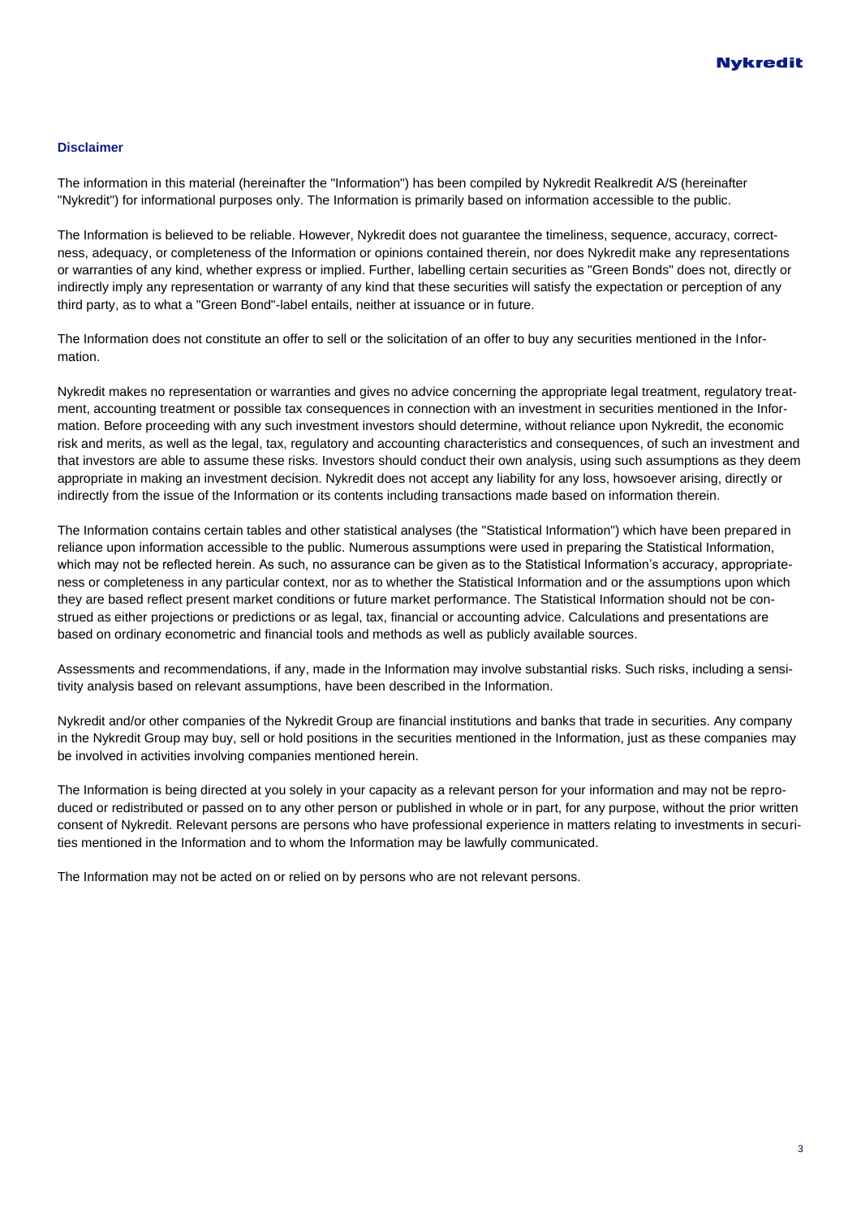## Disclaimer

The information in this material (hereinafter the "Information") has been compiled by Nykredit Realkredit A/S (hereinafter "Nykredit") for informational purposes only. The Information is primarily based on information accessible to the public.

The Information is believed to be reliable. However, Nykredit does not guarantee the timeliness, sequence, accuracy, correctness, adequacy, or completeness of the Information or opinions contained therein, nor does Nykredit make any representations or warranties of any kind, whether express or implied. Further, labelling certain securities as "Green Bonds" does not, directly or indirectly imply any representation or warranty of any kind that these securities will satisfy the expectation or perception of any third party, as to what a "Green Bond"-label entails, neither at issuance or in future.

The Information does not constitute an offer to sell or the solicitation of an offer to buy any securities mentioned in the Information.

Nykredit makes no representation or warranties and gives no advice concerning the appropriate legal treatment, regulatory treatment, accounting treatment or possible tax consequences in connection with an investment in securities mentioned in the Information. Before proceeding with any such investment investors should determine, without reliance upon Nykredit, the economic risk and merits, as well as the legal, tax, regulatory and accounting characteristics and consequences, of such an investment and that investors are able to assume these risks. Investors should conduct their own analysis, using such assumptions as they deem appropriate in making an investment decision. Nykredit does not accept any liability for any loss, howsoever arising, directly or indirectly from the issue of the Information or its contents including transactions made based on information therein.

The Information contains certain tables and other statistical analyses (the "Statistical Information") which have been prepared in reliance upon information accessible to the public. Numerous assumptions were used in preparing the Statistical Information, which may not be reflected herein. As such, no assurance can be given as to the Statistical Information's accuracy, appropriateness or completeness in any particular context, nor as to whether the Statistical Information and or the assumptions upon which they are based reflect present market conditions or future market performance. The Statistical Information should not be construed as either projections or predictions or as legal, tax, financial or accounting advice. Calculations and presentations are based on ordinary econometric and financial tools and methods as well as publicly available sources.

Assessments and recommendations, if any, made in the Information may involve substantial risks. Such risks, including a sensitivity analysis based on relevant assumptions, have been described in the Information.

Nykredit and/or other companies of the Nykredit Group are financial institutions and banks that trade in securities. Any company in the Nykredit Group may buy, sell or hold positions in the securities mentioned in the Information, just as these companies may be involved in activities involving companies mentioned herein.

The Information is being directed at you solely in your capacity as a relevant person for your information and may not be reproduced or redistributed or passed on to any other person or published in whole or in part, for any purpose, without the prior written consent of Nykredit. Relevant persons are persons who have professional experience in matters relating to investments in securities mentioned in the Information and to whom the Information may be lawfully communicated.

The Information may not be acted on or relied on by persons who are not relevant persons.